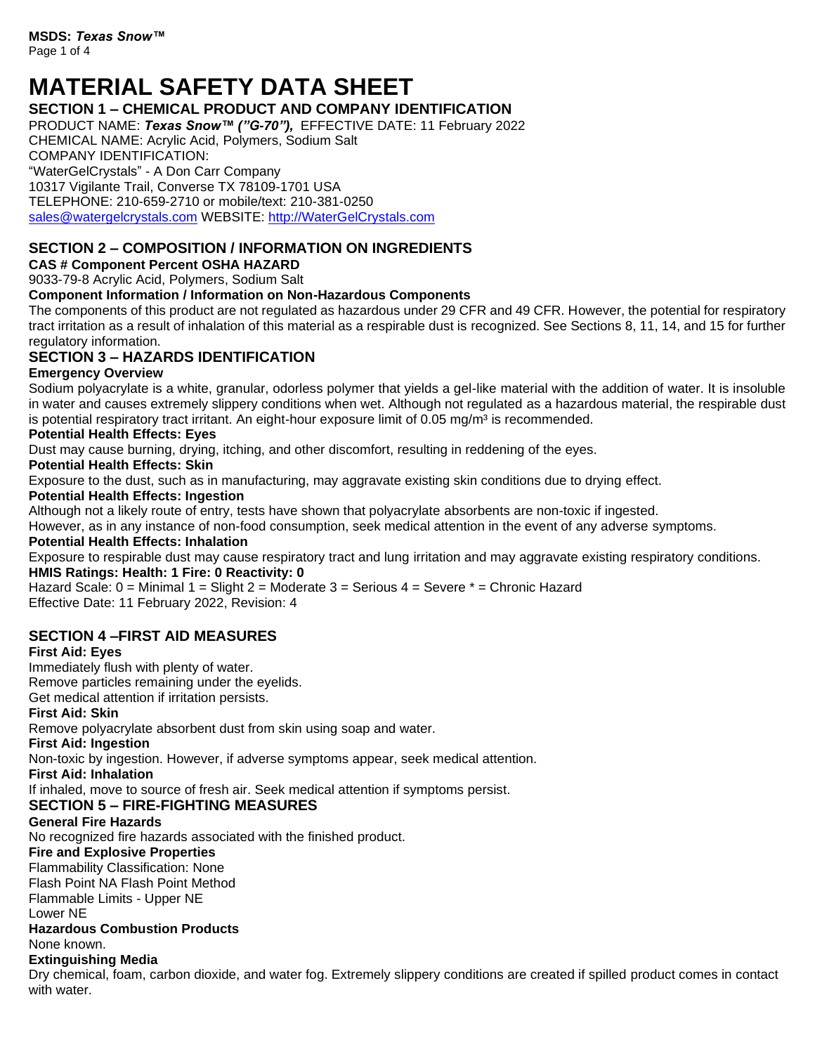# MATERIAL SAFETY DATA SHEET

## SECTION 1 – CHEMICAL PRODUCT AND COMPANY IDENTIFICATION

PRODUCT NAME: ***Texas Snow™ ("G-70"),*** EFFECTIVE DATE: 11 February 2022
CHEMICAL NAME: Acrylic Acid, Polymers, Sodium Salt
COMPANY IDENTIFICATION:
"WaterGelCrystals" - A Don Carr Company
10317 Vigilante Trail, Converse TX 78109-1701 USA
TELEPHONE: 210-659-2710 or mobile/text: 210-381-0250
sales@watergelcrystals.com WEBSITE: http://WaterGelCrystals.com

## SECTION 2 – COMPOSITION / INFORMATION ON INGREDIENTS

**CAS # Component Percent OSHA HAZARD**

9033-79-8 Acrylic Acid, Polymers, Sodium Salt

**Component Information / Information on Non-Hazardous Components**

The components of this product are not regulated as hazardous under 29 CFR and 49 CFR. However, the potential for respiratory tract irritation as a result of inhalation of this material as a respirable dust is recognized. See Sections 8, 11, 14, and 15 for further regulatory information.

## SECTION 3 – HAZARDS IDENTIFICATION

**Emergency Overview**

Sodium polyacrylate is a white, granular, odorless polymer that yields a gel-like material with the addition of water. It is insoluble in water and causes extremely slippery conditions when wet. Although not regulated as a hazardous material, the respirable dust is potential respiratory tract irritant. An eight-hour exposure limit of 0.05 mg/m³ is recommended.

**Potential Health Effects: Eyes**

Dust may cause burning, drying, itching, and other discomfort, resulting in reddening of the eyes.

**Potential Health Effects: Skin**

Exposure to the dust, such as in manufacturing, may aggravate existing skin conditions due to drying effect.

**Potential Health Effects: Ingestion**

Although not a likely route of entry, tests have shown that polyacrylate absorbents are non-toxic if ingested.
However, as in any instance of non-food consumption, seek medical attention in the event of any adverse symptoms.

**Potential Health Effects: Inhalation**

Exposure to respirable dust may cause respiratory tract and lung irritation and may aggravate existing respiratory conditions.

**HMIS Ratings: Health: 1 Fire: 0 Reactivity: 0**

Hazard Scale: 0 = Minimal 1 = Slight 2 = Moderate 3 = Serious 4 = Severe * = Chronic Hazard
Effective Date: 11 February 2022, Revision: 4

## SECTION 4 –FIRST AID MEASURES

**First Aid: Eyes**

Immediately flush with plenty of water.
Remove particles remaining under the eyelids.
Get medical attention if irritation persists.

**First Aid: Skin**

Remove polyacrylate absorbent dust from skin using soap and water.

**First Aid: Ingestion**

Non-toxic by ingestion. However, if adverse symptoms appear, seek medical attention.

**First Aid: Inhalation**

If inhaled, move to source of fresh air. Seek medical attention if symptoms persist.

## SECTION 5 – FIRE-FIGHTING MEASURES

**General Fire Hazards**

No recognized fire hazards associated with the finished product.

**Fire and Explosive Properties**

Flammability Classification: None
Flash Point NA Flash Point Method
Flammable Limits - Upper NE
Lower NE

**Hazardous Combustion Products**

None known.

**Extinguishing Media**

Dry chemical, foam, carbon dioxide, and water fog. Extremely slippery conditions are created if spilled product comes in contact with water.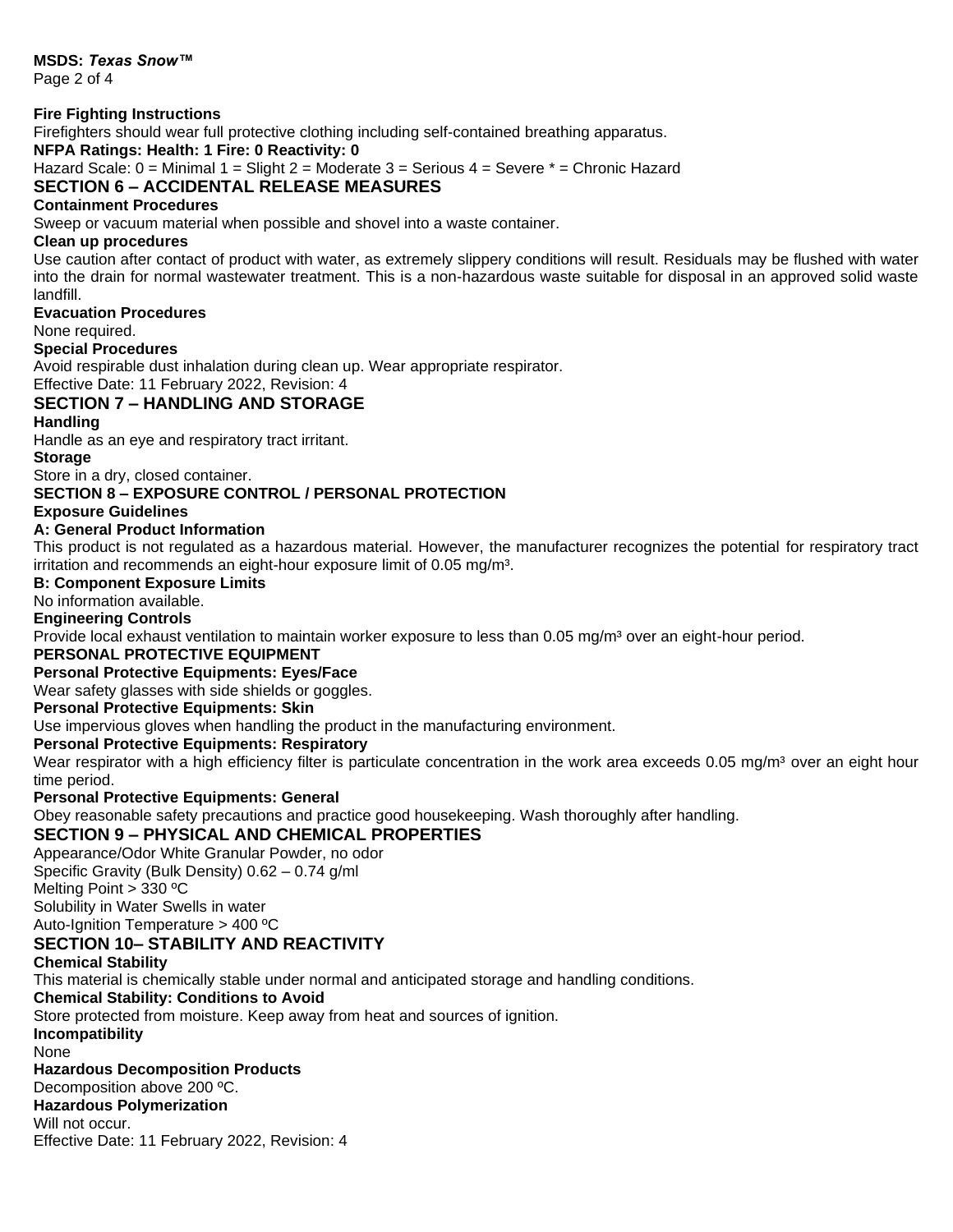### Fire Fighting Instructions

Firefighters should wear full protective clothing including self-contained breathing apparatus.

**NFPA Ratings: Health: 1 Fire: 0 Reactivity: 0**

Hazard Scale: 0 = Minimal 1 = Slight 2 = Moderate 3 = Serious 4 = Severe * = Chronic Hazard

## SECTION 6 – ACCIDENTAL RELEASE MEASURES

### Containment Procedures

Sweep or vacuum material when possible and shovel into a waste container.

### Clean up procedures

Use caution after contact of product with water, as extremely slippery conditions will result. Residuals may be flushed with water into the drain for normal wastewater treatment. This is a non-hazardous waste suitable for disposal in an approved solid waste landfill.

### Evacuation Procedures

None required.

### Special Procedures

Avoid respirable dust inhalation during clean up. Wear appropriate respirator.

Effective Date: 11 February 2022, Revision: 4

## SECTION 7 – HANDLING AND STORAGE

### Handling

Handle as an eye and respiratory tract irritant.

### Storage

Store in a dry, closed container.

## SECTION 8 – EXPOSURE CONTROL / PERSONAL PROTECTION

### Exposure Guidelines

### A: General Product Information

This product is not regulated as a hazardous material. However, the manufacturer recognizes the potential for respiratory tract irritation and recommends an eight-hour exposure limit of 0.05 mg/m³.

### B: Component Exposure Limits

No information available.

### Engineering Controls

Provide local exhaust ventilation to maintain worker exposure to less than 0.05 mg/m³ over an eight-hour period.

### PERSONAL PROTECTIVE EQUIPMENT

### Personal Protective Equipments: Eyes/Face

Wear safety glasses with side shields or goggles.

### Personal Protective Equipments: Skin

Use impervious gloves when handling the product in the manufacturing environment.

### Personal Protective Equipments: Respiratory

Wear respirator with a high efficiency filter is particulate concentration in the work area exceeds 0.05 mg/m³ over an eight hour time period.

### Personal Protective Equipments: General

Obey reasonable safety precautions and practice good housekeeping. Wash thoroughly after handling.

## SECTION 9 – PHYSICAL AND CHEMICAL PROPERTIES

Appearance/Odor White Granular Powder, no odor

Specific Gravity (Bulk Density) 0.62 – 0.74 g/ml

Melting Point > 330 ºC

Solubility in Water Swells in water

Auto-Ignition Temperature > 400 ºC

## SECTION 10– STABILITY AND REACTIVITY

### Chemical Stability

This material is chemically stable under normal and anticipated storage and handling conditions.

### Chemical Stability: Conditions to Avoid

Store protected from moisture. Keep away from heat and sources of ignition.

### Incompatibility

None

### Hazardous Decomposition Products

Decomposition above 200 ºC.

### Hazardous Polymerization

Will not occur.

Effective Date: 11 February 2022, Revision: 4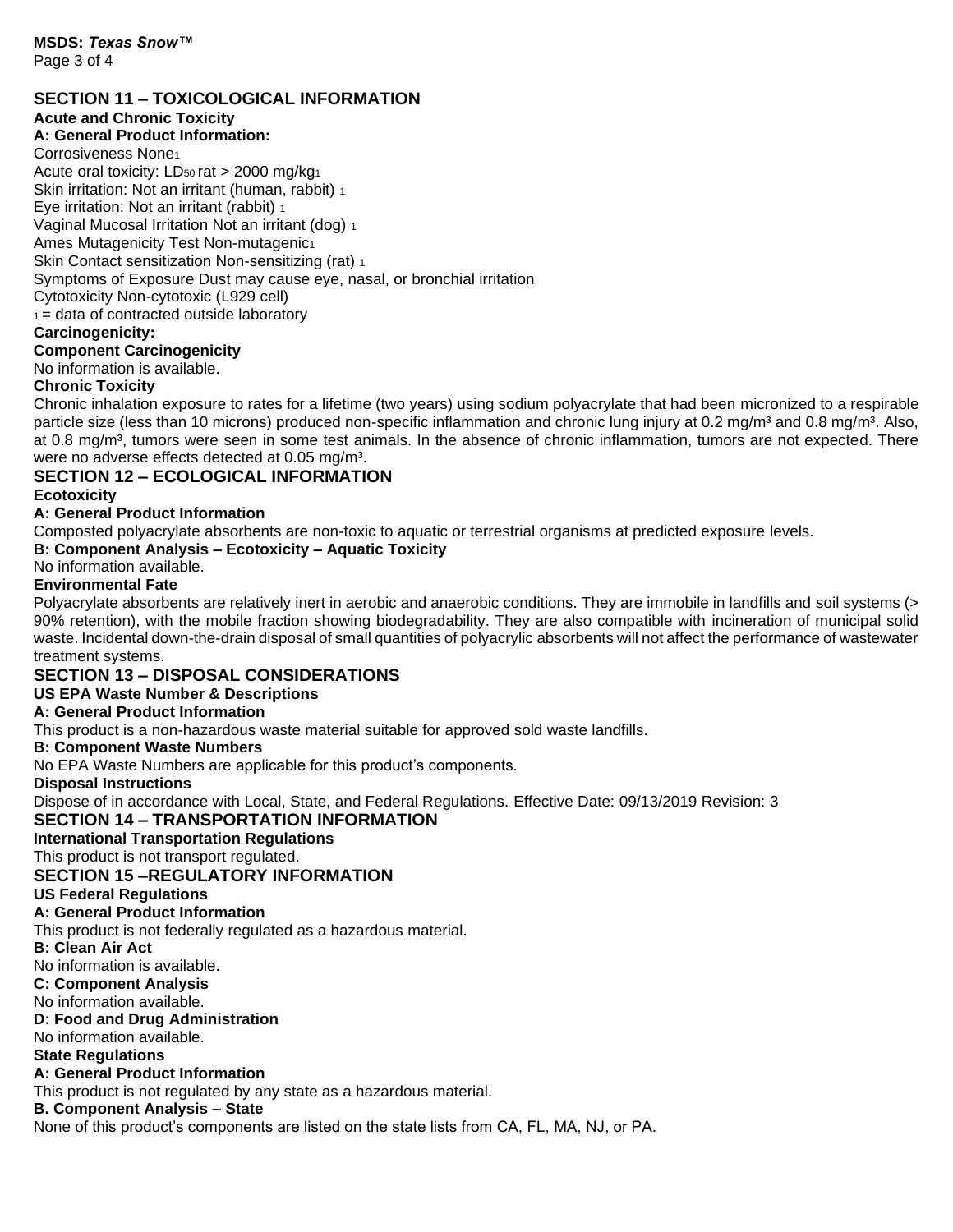## SECTION 11 – TOXICOLOGICAL INFORMATION

**Acute and Chronic Toxicity**

**A: General Product Information:**

Corrosiveness None[1]
Acute oral toxicity: $LD_{50}$ rat > 2000 mg/kg[1]
Skin irritation: Not an irritant (human, rabbit) [1]
Eye irritation: Not an irritant (rabbit) [1]
Vaginal Mucosal Irritation Not an irritant (dog) [1]
Ames Mutagenicity Test Non-mutagenic[1]
Skin Contact sensitization Non-sensitizing (rat) [1]
Symptoms of Exposure Dust may cause eye, nasal, or bronchial irritation
Cytotoxicity Non-cytotoxic (L929 cell)
[1] = data of contracted outside laboratory

**Carcinogenicity:**

**Component Carcinogenicity**

No information is available.

**Chronic Toxicity**

Chronic inhalation exposure to rates for a lifetime (two years) using sodium polyacrylate that had been micronized to a respirable particle size (less than 10 microns) produced non-specific inflammation and chronic lung injury at 0.2 mg/m³ and 0.8 mg/m³. Also, at 0.8 mg/m³, tumors were seen in some test animals. In the absence of chronic inflammation, tumors are not expected. There were no adverse effects detected at 0.05 mg/m³.

## SECTION 12 – ECOLOGICAL INFORMATION

**Ecotoxicity**

**A: General Product Information**

Composted polyacrylate absorbents are non-toxic to aquatic or terrestrial organisms at predicted exposure levels.

**B: Component Analysis – Ecotoxicity – Aquatic Toxicity**

No information available.

**Environmental Fate**

Polyacrylate absorbents are relatively inert in aerobic and anaerobic conditions. They are immobile in landfills and soil systems (> 90% retention), with the mobile fraction showing biodegradability. They are also compatible with incineration of municipal solid waste. Incidental down-the-drain disposal of small quantities of polyacrylic absorbents will not affect the performance of wastewater treatment systems.

## SECTION 13 – DISPOSAL CONSIDERATIONS

**US EPA Waste Number & Descriptions**

**A: General Product Information**

This product is a non-hazardous waste material suitable for approved sold waste landfills.

**B: Component Waste Numbers**

No EPA Waste Numbers are applicable for this product's components.

**Disposal Instructions**

Dispose of in accordance with Local, State, and Federal Regulations. Effective Date: 09/13/2019 Revision: 3

## SECTION 14 – TRANSPORTATION INFORMATION

**International Transportation Regulations**

This product is not transport regulated.

## SECTION 15 –REGULATORY INFORMATION

**US Federal Regulations**

**A: General Product Information**

This product is not federally regulated as a hazardous material.

**B: Clean Air Act**

No information is available.

**C: Component Analysis**

No information available.

**D: Food and Drug Administration**

No information available.

**State Regulations**

**A: General Product Information**

This product is not regulated by any state as a hazardous material.

**B. Component Analysis – State**

None of this product's components are listed on the state lists from CA, FL, MA, NJ, or PA.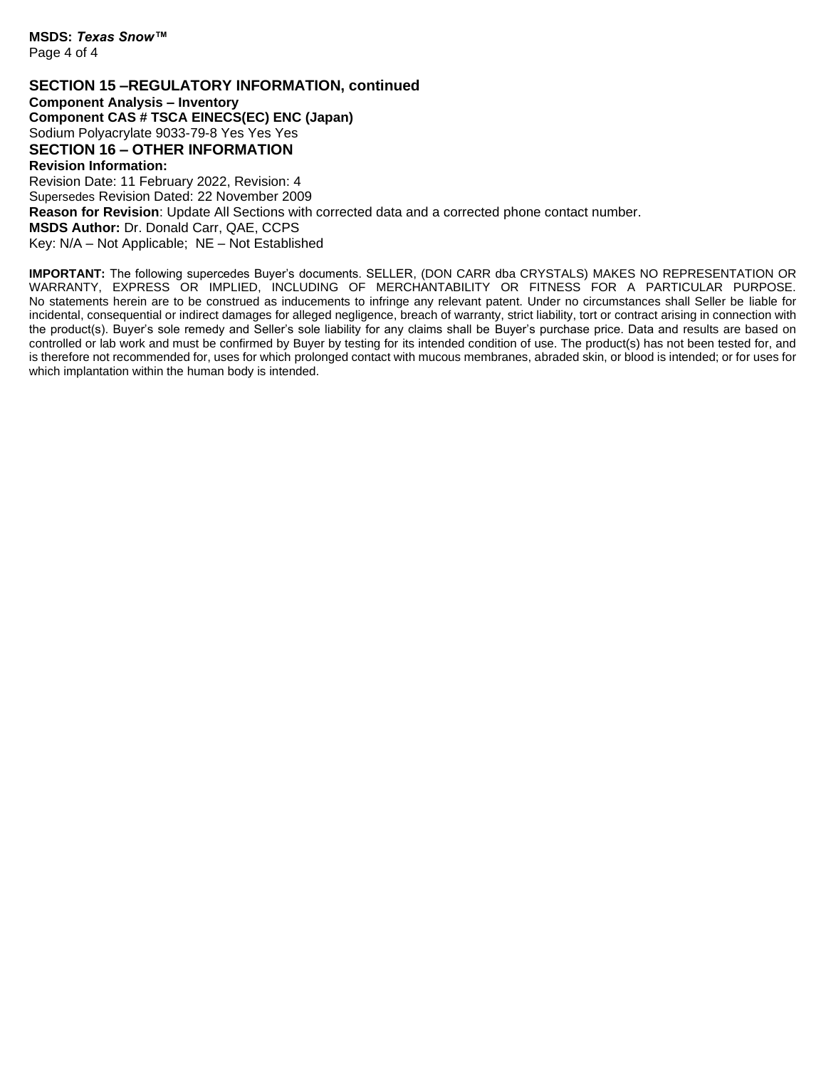## SECTION 15 –REGULATORY INFORMATION, continued

**Component Analysis – Inventory**

| Component | CAS # | TSCA | EINECS(EC) | ENC (Japan) |
|---|---|---|---|---|
| Sodium Polyacrylate | 9033-79-8 | Yes | Yes | Yes |

## SECTION 16 – OTHER INFORMATION

**Revision Information:**

Revision Date: 11 February 2022, Revision: 4
Supersedes Revision Dated: 22 November 2009

**Reason for Revision**: Update All Sections with corrected data and a corrected phone contact number.

**MSDS Author:** Dr. Donald Carr, QAE, CCPS

Key: N/A – Not Applicable; NE – Not Established

**IMPORTANT:** The following supercedes Buyer's documents. SELLER, (DON CARR dba CRYSTALS) MAKES NO REPRESENTATION OR WARRANTY, EXPRESS OR IMPLIED, INCLUDING OF MERCHANTABILITY OR FITNESS FOR A PARTICULAR PURPOSE. No statements herein are to be construed as inducements to infringe any relevant patent. Under no circumstances shall Seller be liable for incidental, consequential or indirect damages for alleged negligence, breach of warranty, strict liability, tort or contract arising in connection with the product(s). Buyer's sole remedy and Seller's sole liability for any claims shall be Buyer's purchase price. Data and results are based on controlled or lab work and must be confirmed by Buyer by testing for its intended condition of use. The product(s) has not been tested for, and is therefore not recommended for, uses for which prolonged contact with mucous membranes, abraded skin, or blood is intended; or for uses for which implantation within the human body is intended.